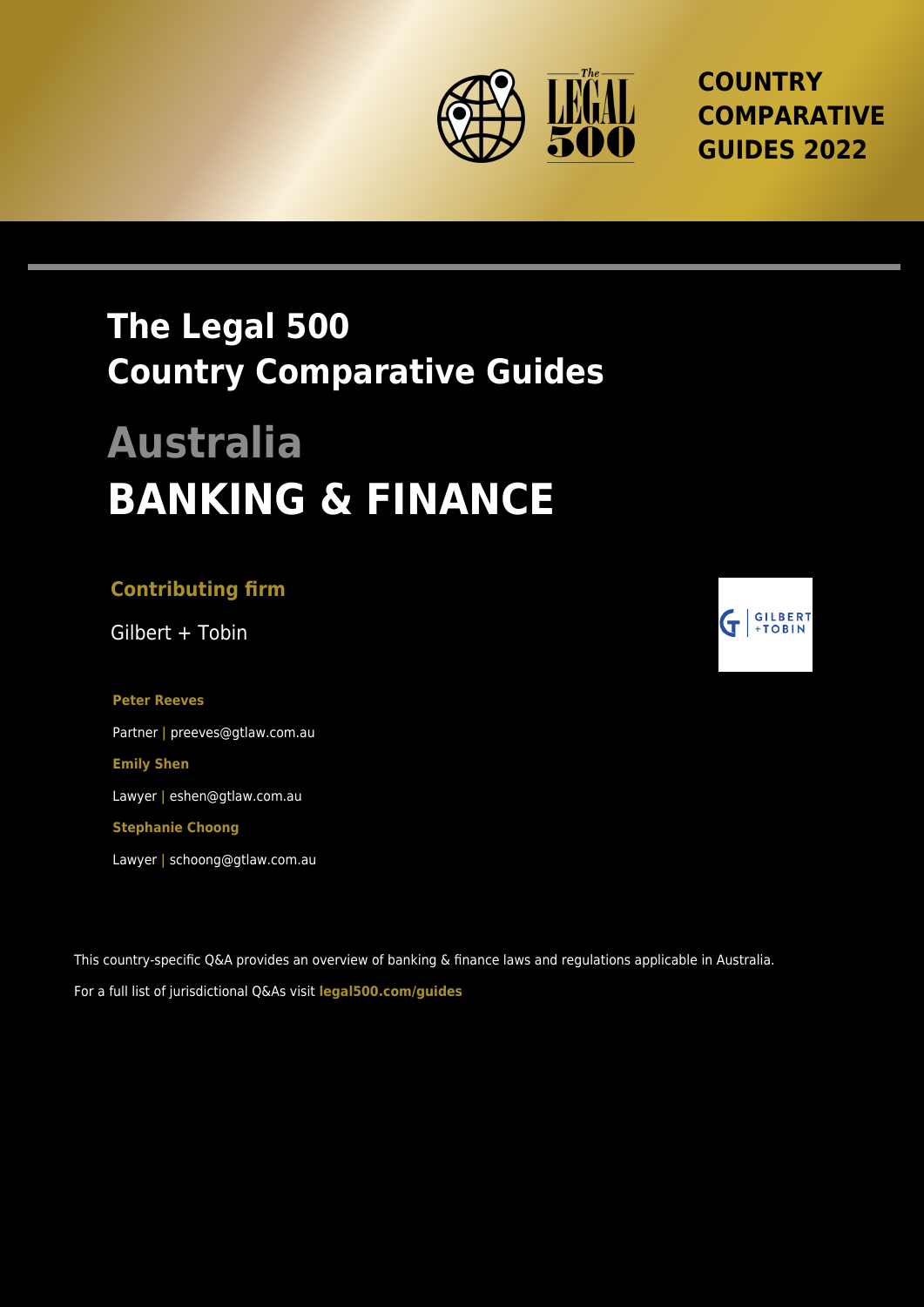COUNTRY COMPARATIVE GUIDES 2022

# The Legal 500 Country Comparative Guides

# Australia

# BANKING & FINANCE

### Contributing firm

Gilbert + Tobin

**Peter Reeves**

Partner | preeves@gtlaw.com.au

**Emily Shen**

Lawyer | eshen@gtlaw.com.au

**Stephanie Choong**

Lawyer | schoong@gtlaw.com.au

This country-specific Q&A provides an overview of banking & finance laws and regulations applicable in Australia.

For a full list of jurisdictional Q&As visit **legal500.com/guides**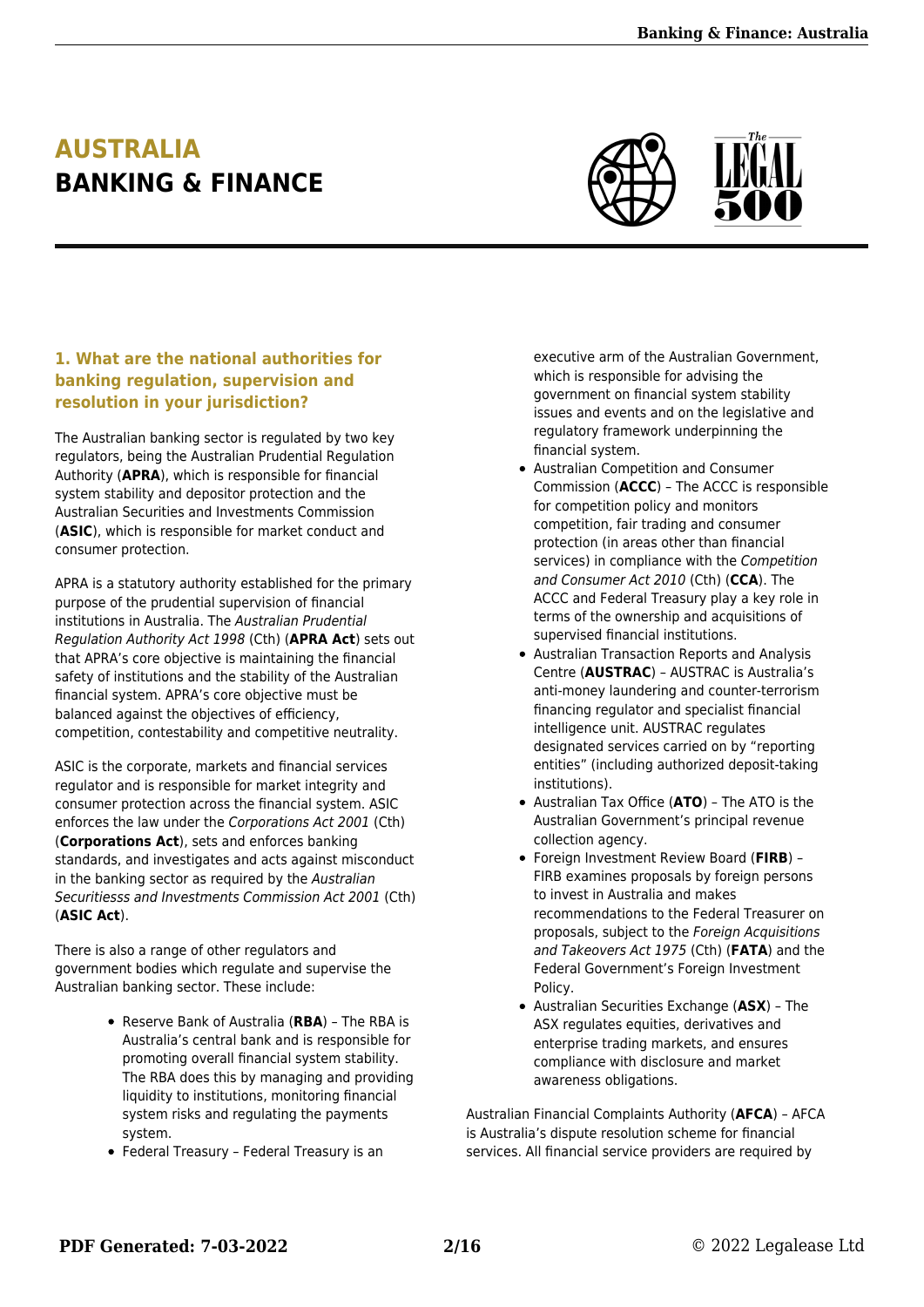# AUSTRALIA
# BANKING & FINANCE

### 1. What are the national authorities for banking regulation, supervision and resolution in your jurisdiction?

The Australian banking sector is regulated by two key regulators, being the Australian Prudential Regulation Authority (**APRA**), which is responsible for financial system stability and depositor protection and the Australian Securities and Investments Commission (**ASIC**), which is responsible for market conduct and consumer protection.

APRA is a statutory authority established for the primary purpose of the prudential supervision of financial institutions in Australia. The *Australian Prudential Regulation Authority Act 1998* (Cth) (**APRA Act**) sets out that APRA's core objective is maintaining the financial safety of institutions and the stability of the Australian financial system. APRA's core objective must be balanced against the objectives of efficiency, competition, contestability and competitive neutrality.

ASIC is the corporate, markets and financial services regulator and is responsible for market integrity and consumer protection across the financial system. ASIC enforces the law under the *Corporations Act 2001* (Cth) (**Corporations Act**), sets and enforces banking standards, and investigates and acts against misconduct in the banking sector as required by the *Australian Securitiesss and Investments Commission Act 2001* (Cth) (**ASIC Act**).

There is also a range of other regulators and government bodies which regulate and supervise the Australian banking sector. These include:

- Reserve Bank of Australia (**RBA**) – The RBA is Australia's central bank and is responsible for promoting overall financial system stability. The RBA does this by managing and providing liquidity to institutions, monitoring financial system risks and regulating the payments system.
- Federal Treasury – Federal Treasury is an executive arm of the Australian Government, which is responsible for advising the government on financial system stability issues and events and on the legislative and regulatory framework underpinning the financial system.
- Australian Competition and Consumer Commission (**ACCC**) – The ACCC is responsible for competition policy and monitors competition, fair trading and consumer protection (in areas other than financial services) in compliance with the *Competition and Consumer Act 2010* (Cth) (**CCA**). The ACCC and Federal Treasury play a key role in terms of the ownership and acquisitions of supervised financial institutions.
- Australian Transaction Reports and Analysis Centre (**AUSTRAC**) – AUSTRAC is Australia's anti-money laundering and counter-terrorism financing regulator and specialist financial intelligence unit. AUSTRAC regulates designated services carried on by "reporting entities" (including authorized deposit-taking institutions).
- Australian Tax Office (**ATO**) – The ATO is the Australian Government's principal revenue collection agency.
- Foreign Investment Review Board (**FIRB**) – FIRB examines proposals by foreign persons to invest in Australia and makes recommendations to the Federal Treasurer on proposals, subject to the *Foreign Acquisitions and Takeovers Act 1975* (Cth) (**FATA**) and the Federal Government's Foreign Investment Policy.
- Australian Securities Exchange (**ASX**) – The ASX regulates equities, derivatives and enterprise trading markets, and ensures compliance with disclosure and market awareness obligations.

Australian Financial Complaints Authority (**AFCA**) – AFCA is Australia's dispute resolution scheme for financial services. All financial service providers are required by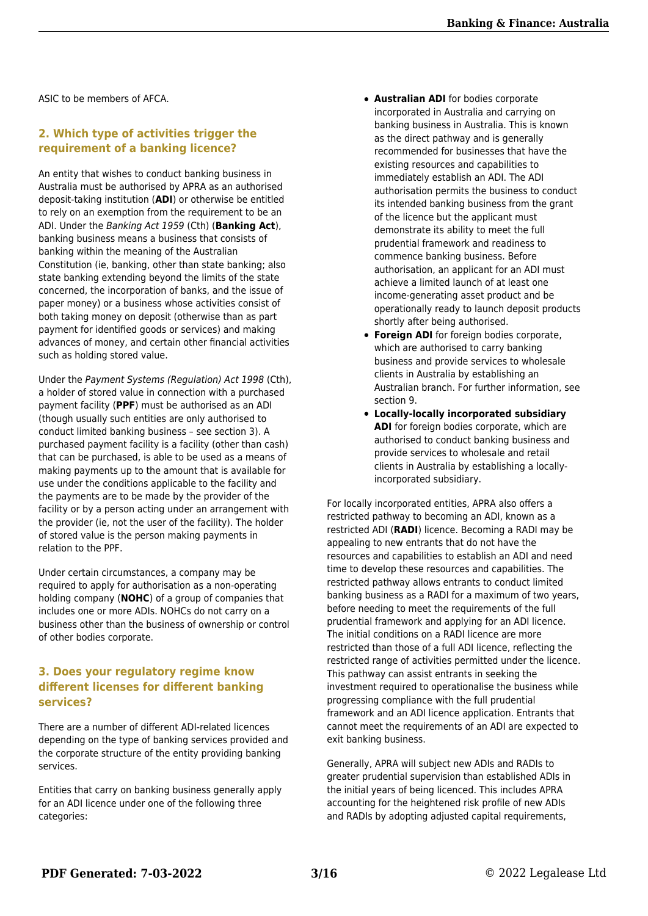ASIC to be members of AFCA.

## 2. Which type of activities trigger the requirement of a banking licence?

An entity that wishes to conduct banking business in Australia must be authorised by APRA as an authorised deposit-taking institution (**ADI**) or otherwise be entitled to rely on an exemption from the requirement to be an ADI. Under the *Banking Act 1959* (Cth) (**Banking Act**), banking business means a business that consists of banking within the meaning of the Australian Constitution (ie, banking, other than state banking; also state banking extending beyond the limits of the state concerned, the incorporation of banks, and the issue of paper money) or a business whose activities consist of both taking money on deposit (otherwise than as part payment for identified goods or services) and making advances of money, and certain other financial activities such as holding stored value.

Under the *Payment Systems (Regulation) Act 1998* (Cth), a holder of stored value in connection with a purchased payment facility (**PPF**) must be authorised as an ADI (though usually such entities are only authorised to conduct limited banking business – see section 3). A purchased payment facility is a facility (other than cash) that can be purchased, is able to be used as a means of making payments up to the amount that is available for use under the conditions applicable to the facility and the payments are to be made by the provider of the facility or by a person acting under an arrangement with the provider (ie, not the user of the facility). The holder of stored value is the person making payments in relation to the PPF.

Under certain circumstances, a company may be required to apply for authorisation as a non-operating holding company (**NOHC**) of a group of companies that includes one or more ADIs. NOHCs do not carry on a business other than the business of ownership or control of other bodies corporate.

## 3. Does your regulatory regime know different licenses for different banking services?

There are a number of different ADI-related licences depending on the type of banking services provided and the corporate structure of the entity providing banking services.

Entities that carry on banking business generally apply for an ADI licence under one of the following three categories:

- **Australian ADI** for bodies corporate incorporated in Australia and carrying on banking business in Australia. This is known as the direct pathway and is generally recommended for businesses that have the existing resources and capabilities to immediately establish an ADI. The ADI authorisation permits the business to conduct its intended banking business from the grant of the licence but the applicant must demonstrate its ability to meet the full prudential framework and readiness to commence banking business. Before authorisation, an applicant for an ADI must achieve a limited launch of at least one income-generating asset product and be operationally ready to launch deposit products shortly after being authorised.
- **Foreign ADI** for foreign bodies corporate, which are authorised to carry banking business and provide services to wholesale clients in Australia by establishing an Australian branch. For further information, see section 9.
- **Locally-locally incorporated subsidiary ADI** for foreign bodies corporate, which are authorised to conduct banking business and provide services to wholesale and retail clients in Australia by establishing a locally-incorporated subsidiary.

For locally incorporated entities, APRA also offers a restricted pathway to becoming an ADI, known as a restricted ADI (**RADI**) licence. Becoming a RADI may be appealing to new entrants that do not have the resources and capabilities to establish an ADI and need time to develop these resources and capabilities. The restricted pathway allows entrants to conduct limited banking business as a RADI for a maximum of two years, before needing to meet the requirements of the full prudential framework and applying for an ADI licence. The initial conditions on a RADI licence are more restricted than those of a full ADI licence, reflecting the restricted range of activities permitted under the licence. This pathway can assist entrants in seeking the investment required to operationalise the business while progressing compliance with the full prudential framework and an ADI licence application. Entrants that cannot meet the requirements of an ADI are expected to exit banking business.

Generally, APRA will subject new ADIs and RADIs to greater prudential supervision than established ADIs in the initial years of being licenced. This includes APRA accounting for the heightened risk profile of new ADIs and RADIs by adopting adjusted capital requirements,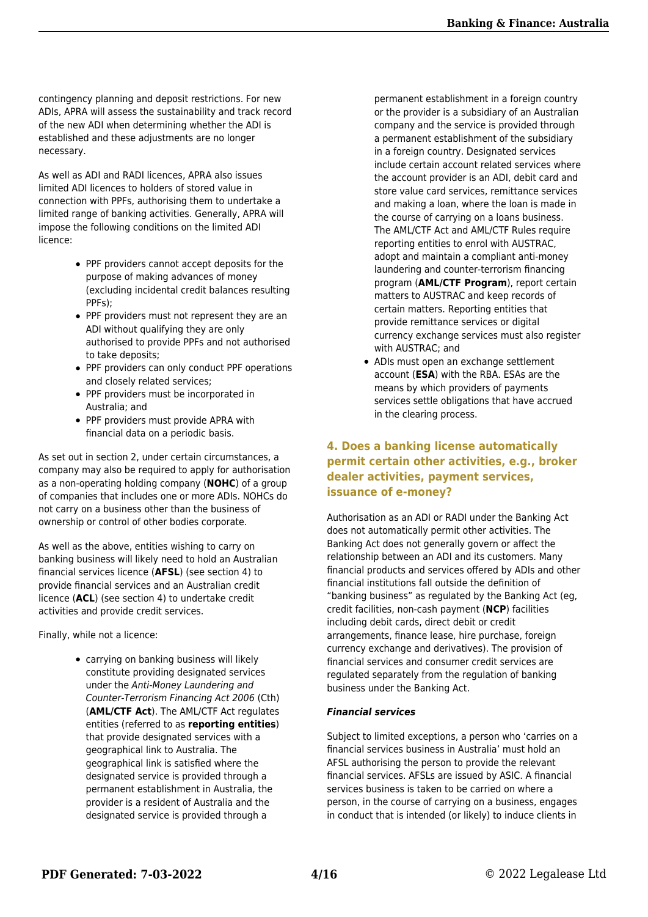contingency planning and deposit restrictions. For new ADIs, APRA will assess the sustainability and track record of the new ADI when determining whether the ADI is established and these adjustments are no longer necessary.

As well as ADI and RADI licences, APRA also issues limited ADI licences to holders of stored value in connection with PPFs, authorising them to undertake a limited range of banking activities. Generally, APRA will impose the following conditions on the limited ADI licence:

- PPF providers cannot accept deposits for the purpose of making advances of money (excluding incidental credit balances resulting PPFs);
- PPF providers must not represent they are an ADI without qualifying they are only authorised to provide PPFs and not authorised to take deposits;
- PPF providers can only conduct PPF operations and closely related services;
- PPF providers must be incorporated in Australia; and
- PPF providers must provide APRA with financial data on a periodic basis.

As set out in section 2, under certain circumstances, a company may also be required to apply for authorisation as a non-operating holding company (**NOHC**) of a group of companies that includes one or more ADIs. NOHCs do not carry on a business other than the business of ownership or control of other bodies corporate.

As well as the above, entities wishing to carry on banking business will likely need to hold an Australian financial services licence (**AFSL**) (see section 4) to provide financial services and an Australian credit licence (**ACL**) (see section 4) to undertake credit activities and provide credit services.

Finally, while not a licence:

- carrying on banking business will likely constitute providing designated services under the *Anti-Money Laundering and Counter-Terrorism Financing Act 2006* (Cth) (**AML/CTF Act**). The AML/CTF Act regulates entities (referred to as **reporting entities**) that provide designated services with a geographical link to Australia. The geographical link is satisfied where the designated service is provided through a permanent establishment in Australia, the provider is a resident of Australia and the designated service is provided through a permanent establishment in a foreign country or the provider is a subsidiary of an Australian company and the service is provided through a permanent establishment of the subsidiary in a foreign country. Designated services include certain account related services where the account provider is an ADI, debit card and store value card services, remittance services and making a loan, where the loan is made in the course of carrying on a loans business. The AML/CTF Act and AML/CTF Rules require reporting entities to enrol with AUSTRAC, adopt and maintain a compliant anti-money laundering and counter-terrorism financing program (**AML/CTF Program**), report certain matters to AUSTRAC and keep records of certain matters. Reporting entities that provide remittance services or digital currency exchange services must also register with AUSTRAC; and
- ADIs must open an exchange settlement account (**ESA**) with the RBA. ESAs are the means by which providers of payments services settle obligations that have accrued in the clearing process.

## 4. Does a banking license automatically permit certain other activities, e.g., broker dealer activities, payment services, issuance of e-money?

Authorisation as an ADI or RADI under the Banking Act does not automatically permit other activities. The Banking Act does not generally govern or affect the relationship between an ADI and its customers. Many financial products and services offered by ADIs and other financial institutions fall outside the definition of "banking business" as regulated by the Banking Act (eg, credit facilities, non-cash payment (**NCP**) facilities including debit cards, direct debit or credit arrangements, finance lease, hire purchase, foreign currency exchange and derivatives). The provision of financial services and consumer credit services are regulated separately from the regulation of banking business under the Banking Act.

***Financial services***

Subject to limited exceptions, a person who 'carries on a financial services business in Australia' must hold an AFSL authorising the person to provide the relevant financial services. AFSLs are issued by ASIC. A financial services business is taken to be carried on where a person, in the course of carrying on a business, engages in conduct that is intended (or likely) to induce clients in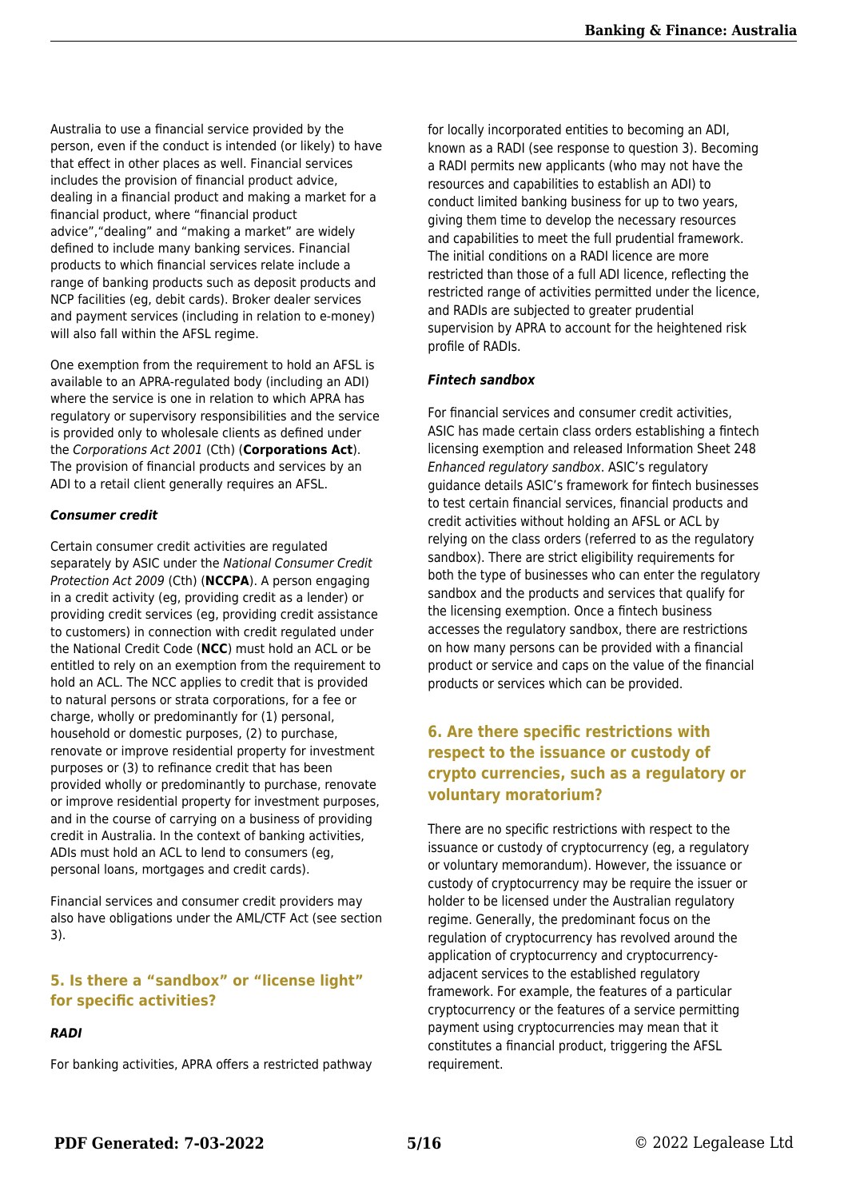Australia to use a financial service provided by the person, even if the conduct is intended (or likely) to have that effect in other places as well. Financial services includes the provision of financial product advice, dealing in a financial product and making a market for a financial product, where "financial product advice","dealing" and "making a market" are widely defined to include many banking services. Financial products to which financial services relate include a range of banking products such as deposit products and NCP facilities (eg, debit cards). Broker dealer services and payment services (including in relation to e-money) will also fall within the AFSL regime.

One exemption from the requirement to hold an AFSL is available to an APRA-regulated body (including an ADI) where the service is one in relation to which APRA has regulatory or supervisory responsibilities and the service is provided only to wholesale clients as defined under the *Corporations Act 2001* (Cth) (**Corporations Act**). The provision of financial products and services by an ADI to a retail client generally requires an AFSL.

***Consumer credit***

Certain consumer credit activities are regulated separately by ASIC under the *National Consumer Credit Protection Act 2009* (Cth) (**NCCPA**). A person engaging in a credit activity (eg, providing credit as a lender) or providing credit services (eg, providing credit assistance to customers) in connection with credit regulated under the National Credit Code (**NCC**) must hold an ACL or be entitled to rely on an exemption from the requirement to hold an ACL. The NCC applies to credit that is provided to natural persons or strata corporations, for a fee or charge, wholly or predominantly for (1) personal, household or domestic purposes, (2) to purchase, renovate or improve residential property for investment purposes or (3) to refinance credit that has been provided wholly or predominantly to purchase, renovate or improve residential property for investment purposes, and in the course of carrying on a business of providing credit in Australia. In the context of banking activities, ADIs must hold an ACL to lend to consumers (eg, personal loans, mortgages and credit cards).

Financial services and consumer credit providers may also have obligations under the AML/CTF Act (see section 3).

## 5. Is there a "sandbox" or "license light" for specific activities?

***RADI***

For banking activities, APRA offers a restricted pathway for locally incorporated entities to becoming an ADI, known as a RADI (see response to question 3). Becoming a RADI permits new applicants (who may not have the resources and capabilities to establish an ADI) to conduct limited banking business for up to two years, giving them time to develop the necessary resources and capabilities to meet the full prudential framework. The initial conditions on a RADI licence are more restricted than those of a full ADI licence, reflecting the restricted range of activities permitted under the licence, and RADIs are subjected to greater prudential supervision by APRA to account for the heightened risk profile of RADIs.

***Fintech sandbox***

For financial services and consumer credit activities, ASIC has made certain class orders establishing a fintech licensing exemption and released Information Sheet 248 *Enhanced regulatory sandbox*. ASIC's regulatory guidance details ASIC's framework for fintech businesses to test certain financial services, financial products and credit activities without holding an AFSL or ACL by relying on the class orders (referred to as the regulatory sandbox). There are strict eligibility requirements for both the type of businesses who can enter the regulatory sandbox and the products and services that qualify for the licensing exemption. Once a fintech business accesses the regulatory sandbox, there are restrictions on how many persons can be provided with a financial product or service and caps on the value of the financial products or services which can be provided.

## 6. Are there specific restrictions with respect to the issuance or custody of crypto currencies, such as a regulatory or voluntary moratorium?

There are no specific restrictions with respect to the issuance or custody of cryptocurrency (eg, a regulatory or voluntary memorandum). However, the issuance or custody of cryptocurrency may be require the issuer or holder to be licensed under the Australian regulatory regime. Generally, the predominant focus on the regulation of cryptocurrency has revolved around the application of cryptocurrency and cryptocurrency-adjacent services to the established regulatory framework. For example, the features of a particular cryptocurrency or the features of a service permitting payment using cryptocurrencies may mean that it constitutes a financial product, triggering the AFSL requirement.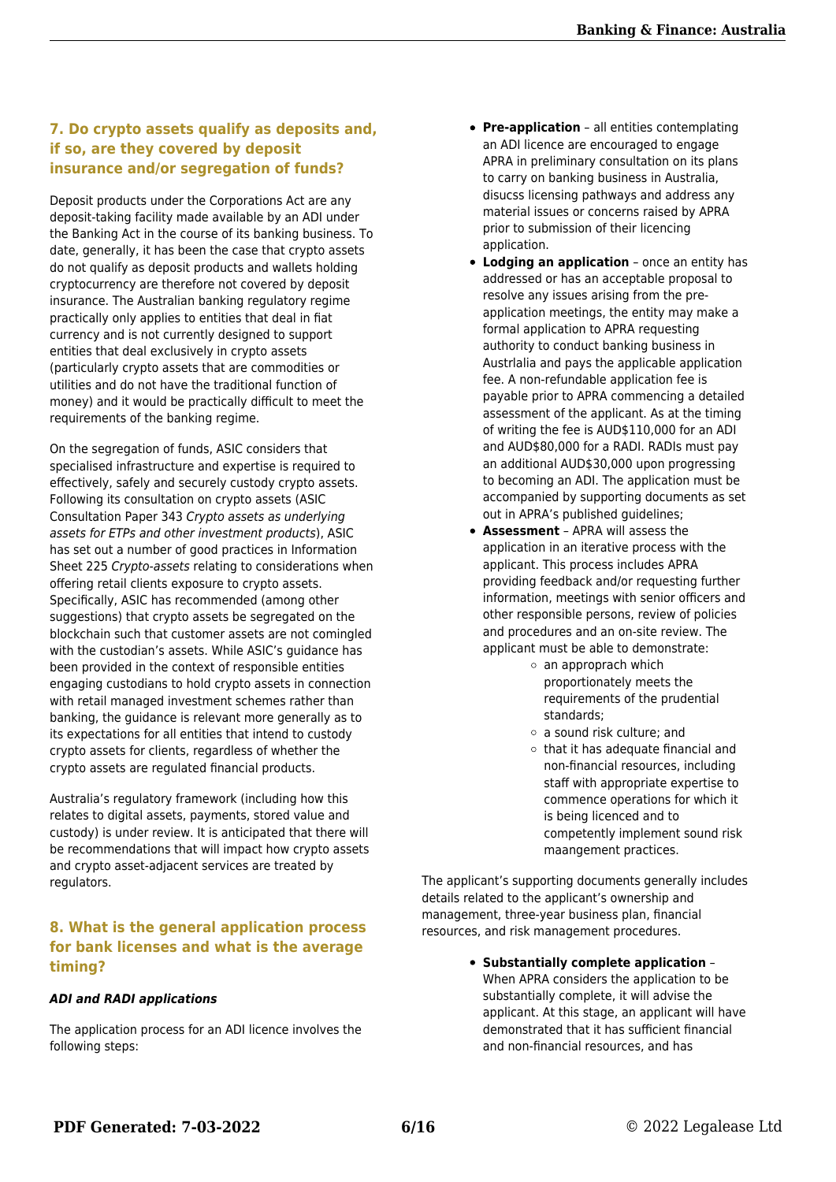## 7. Do crypto assets qualify as deposits and, if so, are they covered by deposit insurance and/or segregation of funds?

Deposit products under the Corporations Act are any deposit-taking facility made available by an ADI under the Banking Act in the course of its banking business. To date, generally, it has been the case that crypto assets do not qualify as deposit products and wallets holding cryptocurrency are therefore not covered by deposit insurance. The Australian banking regulatory regime practically only applies to entities that deal in fiat currency and is not currently designed to support entities that deal exclusively in crypto assets (particularly crypto assets that are commodities or utilities and do not have the traditional function of money) and it would be practically difficult to meet the requirements of the banking regime.

On the segregation of funds, ASIC considers that specialised infrastructure and expertise is required to effectively, safely and securely custody crypto assets. Following its consultation on crypto assets (ASIC Consultation Paper 343 *Crypto assets as underlying assets for ETPs and other investment products*), ASIC has set out a number of good practices in Information Sheet 225 *Crypto-assets* relating to considerations when offering retail clients exposure to crypto assets. Specifically, ASIC has recommended (among other suggestions) that crypto assets be segregated on the blockchain such that customer assets are not comingled with the custodian's assets. While ASIC's guidance has been provided in the context of responsible entities engaging custodians to hold crypto assets in connection with retail managed investment schemes rather than banking, the guidance is relevant more generally as to its expectations for all entities that intend to custody crypto assets for clients, regardless of whether the crypto assets are regulated financial products.

Australia's regulatory framework (including how this relates to digital assets, payments, stored value and custody) is under review. It is anticipated that there will be recommendations that will impact how crypto assets and crypto asset-adjacent services are treated by regulators.

## 8. What is the general application process for bank licenses and what is the average timing?

### *ADI and RADI applications*

The application process for an ADI licence involves the following steps:

- **Pre-application** – all entities contemplating an ADI licence are encouraged to engage APRA in preliminary consultation on its plans to carry on banking business in Australia, disucss licensing pathways and address any material issues or concerns raised by APRA prior to submission of their licencing application.
- **Lodging an application** – once an entity has addressed or has an acceptable proposal to resolve any issues arising from the pre-application meetings, the entity may make a formal application to APRA requesting authority to conduct banking business in Austrlalia and pays the applicable application fee. A non-refundable application fee is payable prior to APRA commencing a detailed assessment of the applicant. As at the timing of writing the fee is AUD$110,000 for an ADI and AUD$80,000 for a RADI. RADIs must pay an additional AUD$30,000 upon progressing to becoming an ADI. The application must be accompanied by supporting documents as set out in APRA's published guidelines;
- **Assessment** – APRA will assess the application in an iterative process with the applicant. This process includes APRA providing feedback and/or requesting further information, meetings with senior officers and other responsible persons, review of policies and procedures and an on-site review. The applicant must be able to demonstrate:
  - an approprach which proportionately meets the requirements of the prudential standards;
  - a sound risk culture; and
  - that it has adequate financial and non-financial resources, including staff with appropriate expertise to commence operations for which it is being licenced and to competently implement sound risk maangement practices.

The applicant's supporting documents generally includes details related to the applicant's ownership and management, three-year business plan, financial resources, and risk management procedures.

- **Substantially complete application** – When APRA considers the application to be substantially complete, it will advise the applicant. At this stage, an applicant will have demonstrated that it has sufficient financial and non-financial resources, and has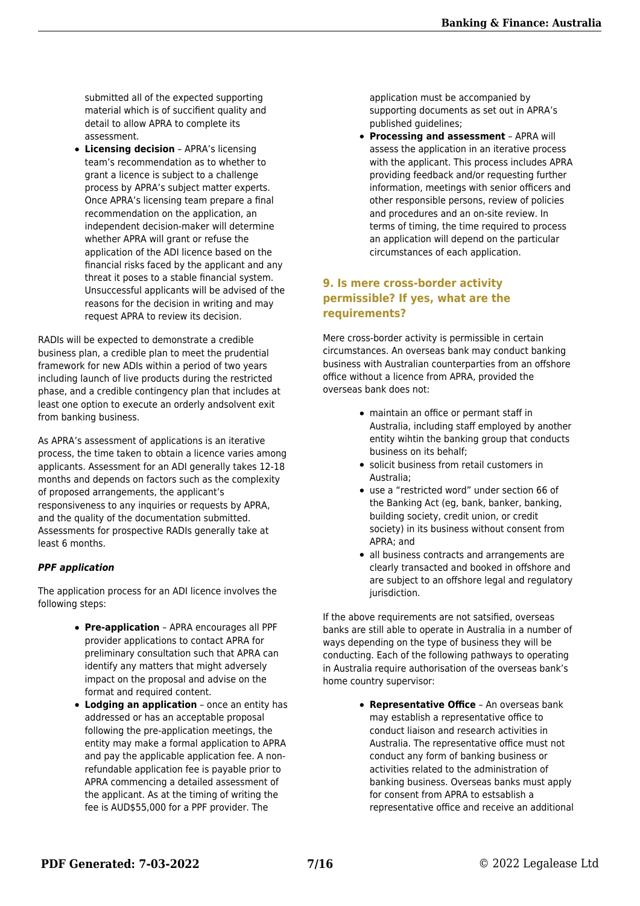submitted all of the expected supporting material which is of succifient quality and detail to allow APRA to complete its assessment.
- **Licensing decision** – APRA's licensing team's recommendation as to whether to grant a licence is subject to a challenge process by APRA's subject matter experts. Once APRA's licensing team prepare a final recommendation on the application, an independent decision-maker will determine whether APRA will grant or refuse the application of the ADI licence based on the financial risks faced by the applicant and any threat it poses to a stable financial system. Unsuccessful applicants will be advised of the reasons for the decision in writing and may request APRA to review its decision.

RADIs will be expected to demonstrate a credible business plan, a credible plan to meet the prudential framework for new ADIs within a period of two years including launch of live products during the restricted phase, and a credible contingency plan that includes at least one option to execute an orderly andsolvent exit from banking business.

As APRA's assessment of applications is an iterative process, the time taken to obtain a licence varies among applicants. Assessment for an ADI generally takes 12-18 months and depends on factors such as the complexity of proposed arrangements, the applicant's responsiveness to any inquiries or requests by APRA, and the quality of the documentation submitted. Assessments for prospective RADIs generally take at least 6 months.

***PPF application***

The application process for an ADI licence involves the following steps:

- **Pre-application** – APRA encourages all PPF provider applications to contact APRA for preliminary consultation such that APRA can identify any matters that might adversely impact on the proposal and advise on the format and required content.
- **Lodging an application** – once an entity has addressed or has an acceptable proposal following the pre-application meetings, the entity may make a formal application to APRA and pay the applicable application fee. A non-refundable application fee is payable prior to APRA commencing a detailed assessment of the applicant. As at the timing of writing the fee is AUD$55,000 for a PPF provider. The application must be accompanied by supporting documents as set out in APRA's published guidelines;
- **Processing and assessment** – APRA will assess the application in an iterative process with the applicant. This process includes APRA providing feedback and/or requesting further information, meetings with senior officers and other responsible persons, review of policies and procedures and an on-site review. In terms of timing, the time required to process an application will depend on the particular circumstances of each application.

## 9. Is mere cross-border activity permissible? If yes, what are the requirements?

Mere cross-border activity is permissible in certain circumstances. An overseas bank may conduct banking business with Australian counterparties from an offshore office without a licence from APRA, provided the overseas bank does not:

- maintain an office or permant staff in Australia, including staff employed by another entity wihtin the banking group that conducts business on its behalf;
- solicit business from retail customers in Australia;
- use a "restricted word" under section 66 of the Banking Act (eg, bank, banker, banking, building society, credit union, or credit society) in its business without consent from APRA; and
- all business contracts and arrangements are clearly transacted and booked in offshore and are subject to an offshore legal and regulatory jurisdiction.

If the above requirements are not satsified, overseas banks are still able to operate in Australia in a number of ways depending on the type of business they will be conducting. Each of the following pathways to operating in Australia require authorisation of the overseas bank's home country supervisor:

- **Representative Office** – An overseas bank may establish a representative office to conduct liaison and research activities in Australia. The representative office must not conduct any form of banking business or activities related to the administration of banking business. Overseas banks must apply for consent from APRA to estsablish a representative office and receive an additional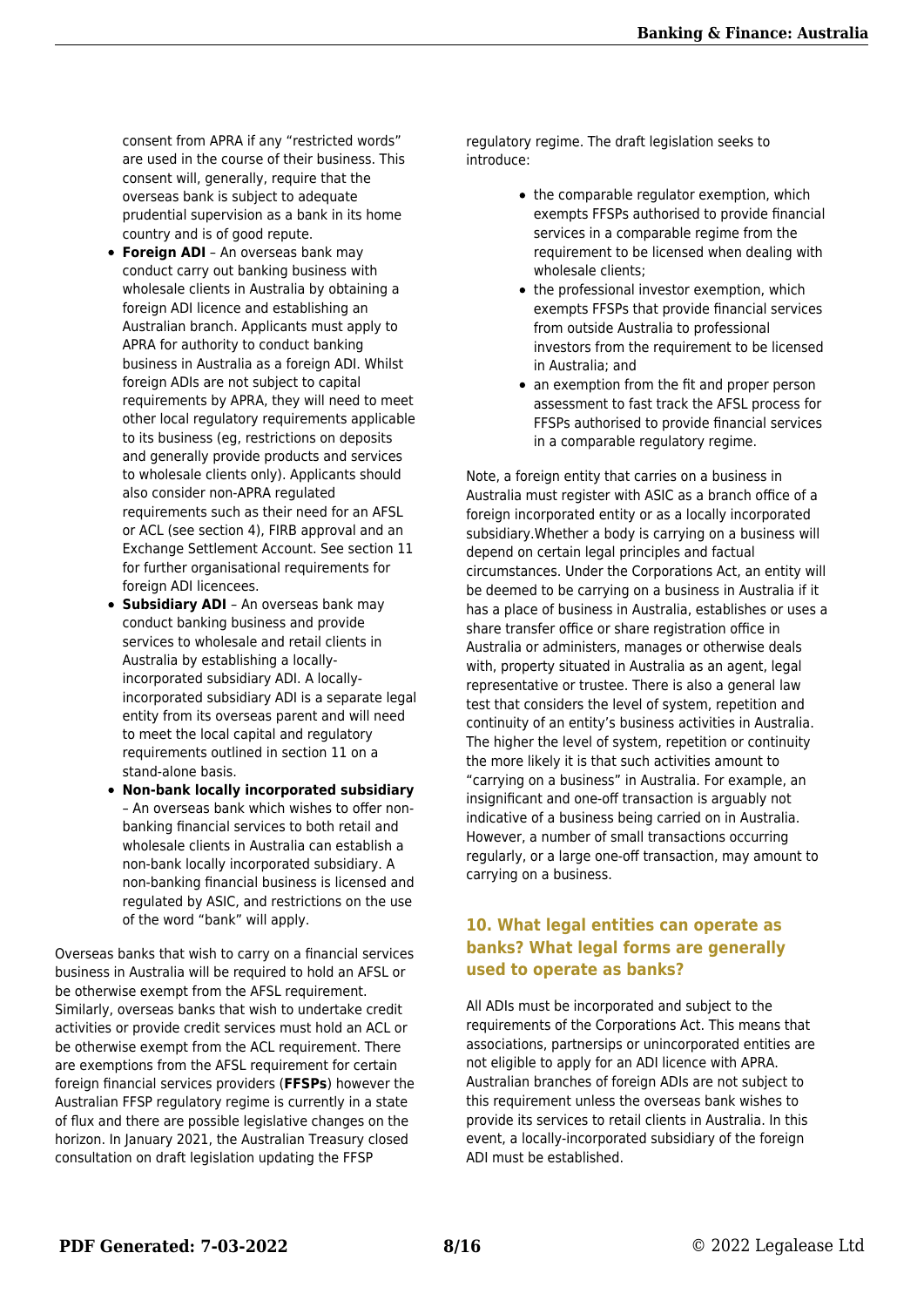consent from APRA if any "restricted words" are used in the course of their business. This consent will, generally, require that the overseas bank is subject to adequate prudential supervision as a bank in its home country and is of good repute.

- **Foreign ADI** – An overseas bank may conduct carry out banking business with wholesale clients in Australia by obtaining a foreign ADI licence and establishing an Australian branch. Applicants must apply to APRA for authority to conduct banking business in Australia as a foreign ADI. Whilst foreign ADIs are not subject to capital requirements by APRA, they will need to meet other local regulatory requirements applicable to its business (eg, restrictions on deposits and generally provide products and services to wholesale clients only). Applicants should also consider non-APRA regulated requirements such as their need for an AFSL or ACL (see section 4), FIRB approval and an Exchange Settlement Account. See section 11 for further organisational requirements for foreign ADI licencees.
- **Subsidiary ADI** – An overseas bank may conduct banking business and provide services to wholesale and retail clients in Australia by establishing a locally-incorporated subsidiary ADI. A locally-incorporated subsidiary ADI is a separate legal entity from its overseas parent and will need to meet the local capital and regulatory requirements outlined in section 11 on a stand-alone basis.
- **Non-bank locally incorporated subsidiary** – An overseas bank which wishes to offer non-banking financial services to both retail and wholesale clients in Australia can establish a non-bank locally incorporated subsidiary. A non-banking financial business is licensed and regulated by ASIC, and restrictions on the use of the word "bank" will apply.

Overseas banks that wish to carry on a financial services business in Australia will be required to hold an AFSL or be otherwise exempt from the AFSL requirement. Similarly, overseas banks that wish to undertake credit activities or provide credit services must hold an ACL or be otherwise exempt from the ACL requirement. There are exemptions from the AFSL requirement for certain foreign financial services providers (**FFSPs**) however the Australian FFSP regulatory regime is currently in a state of flux and there are possible legislative changes on the horizon. In January 2021, the Australian Treasury closed consultation on draft legislation updating the FFSP regulatory regime. The draft legislation seeks to introduce:

- the comparable regulator exemption, which exempts FFSPs authorised to provide financial services in a comparable regime from the requirement to be licensed when dealing with wholesale clients;
- the professional investor exemption, which exempts FFSPs that provide financial services from outside Australia to professional investors from the requirement to be licensed in Australia; and
- an exemption from the fit and proper person assessment to fast track the AFSL process for FFSPs authorised to provide financial services in a comparable regulatory regime.

Note, a foreign entity that carries on a business in Australia must register with ASIC as a branch office of a foreign incorporated entity or as a locally incorporated subsidiary.Whether a body is carrying on a business will depend on certain legal principles and factual circumstances. Under the Corporations Act, an entity will be deemed to be carrying on a business in Australia if it has a place of business in Australia, establishes or uses a share transfer office or share registration office in Australia or administers, manages or otherwise deals with, property situated in Australia as an agent, legal representative or trustee. There is also a general law test that considers the level of system, repetition and continuity of an entity's business activities in Australia. The higher the level of system, repetition or continuity the more likely it is that such activities amount to "carrying on a business" in Australia. For example, an insignificant and one-off transaction is arguably not indicative of a business being carried on in Australia. However, a number of small transactions occurring regularly, or a large one-off transaction, may amount to carrying on a business.

## 10. What legal entities can operate as banks? What legal forms are generally used to operate as banks?

All ADIs must be incorporated and subject to the requirements of the Corporations Act. This means that associations, partnersips or unincorporated entities are not eligible to apply for an ADI licence with APRA. Australian branches of foreign ADIs are not subject to this requirement unless the overseas bank wishes to provide its services to retail clients in Australia. In this event, a locally-incorporated subsidiary of the foreign ADI must be established.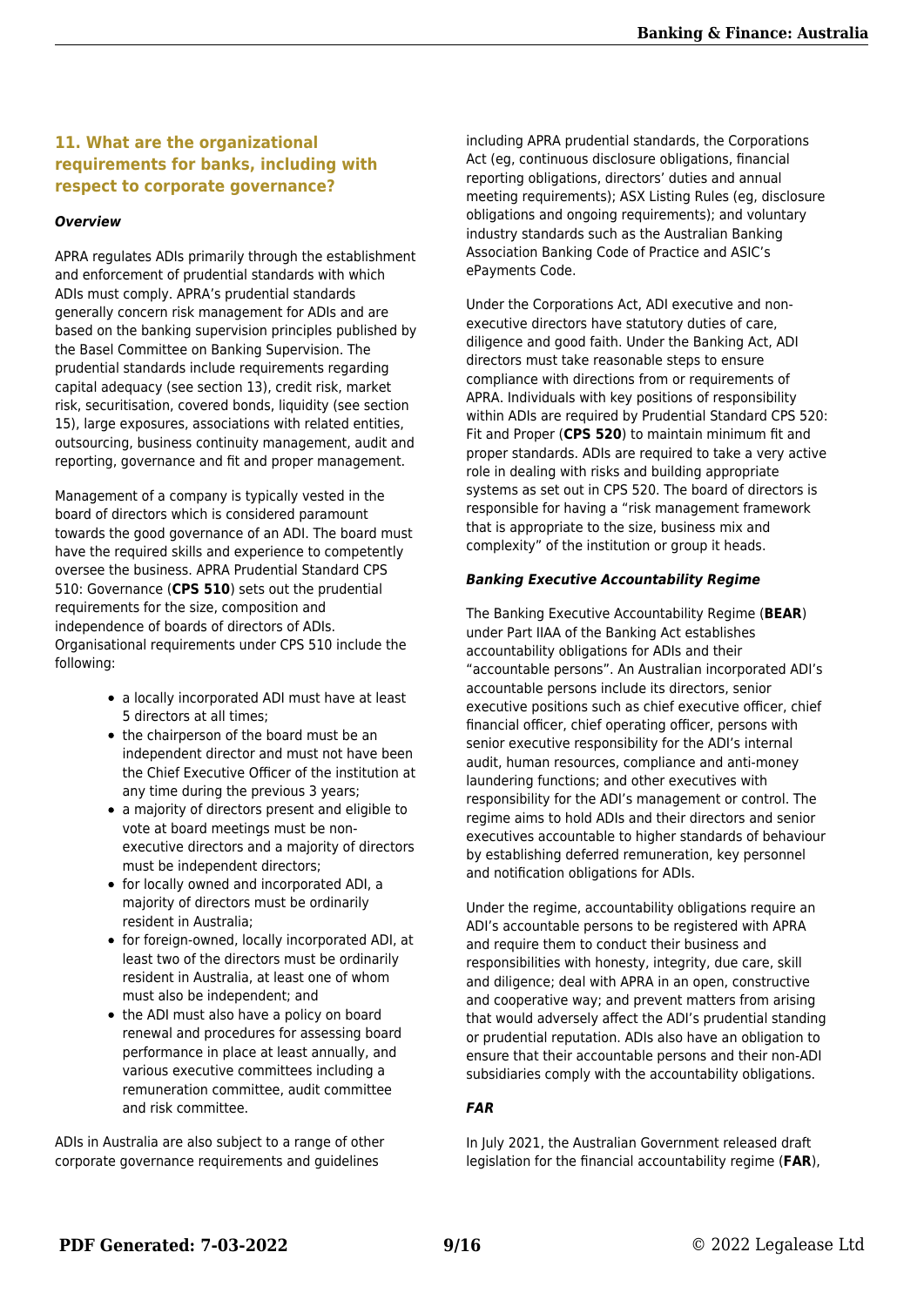## 11. What are the organizational requirements for banks, including with respect to corporate governance?

***Overview***

APRA regulates ADIs primarily through the establishment and enforcement of prudential standards with which ADIs must comply. APRA's prudential standards generally concern risk management for ADIs and are based on the banking supervision principles published by the Basel Committee on Banking Supervision. The prudential standards include requirements regarding capital adequacy (see section 13), credit risk, market risk, securitisation, covered bonds, liquidity (see section 15), large exposures, associations with related entities, outsourcing, business continuity management, audit and reporting, governance and fit and proper management.

Management of a company is typically vested in the board of directors which is considered paramount towards the good governance of an ADI. The board must have the required skills and experience to competently oversee the business. APRA Prudential Standard CPS 510: Governance (**CPS 510**) sets out the prudential requirements for the size, composition and independence of boards of directors of ADIs. Organisational requirements under CPS 510 include the following:

- a locally incorporated ADI must have at least 5 directors at all times;
- the chairperson of the board must be an independent director and must not have been the Chief Executive Officer of the institution at any time during the previous 3 years;
- a majority of directors present and eligible to vote at board meetings must be non-executive directors and a majority of directors must be independent directors;
- for locally owned and incorporated ADI, a majority of directors must be ordinarily resident in Australia;
- for foreign-owned, locally incorporated ADI, at least two of the directors must be ordinarily resident in Australia, at least one of whom must also be independent; and
- the ADI must also have a policy on board renewal and procedures for assessing board performance in place at least annually, and various executive committees including a remuneration committee, audit committee and risk committee.

ADIs in Australia are also subject to a range of other corporate governance requirements and guidelines including APRA prudential standards, the Corporations Act (eg, continuous disclosure obligations, financial reporting obligations, directors' duties and annual meeting requirements); ASX Listing Rules (eg, disclosure obligations and ongoing requirements); and voluntary industry standards such as the Australian Banking Association Banking Code of Practice and ASIC's ePayments Code.

Under the Corporations Act, ADI executive and non-executive directors have statutory duties of care, diligence and good faith. Under the Banking Act, ADI directors must take reasonable steps to ensure compliance with directions from or requirements of APRA. Individuals with key positions of responsibility within ADIs are required by Prudential Standard CPS 520: Fit and Proper (**CPS 520**) to maintain minimum fit and proper standards. ADIs are required to take a very active role in dealing with risks and building appropriate systems as set out in CPS 520. The board of directors is responsible for having a "risk management framework that is appropriate to the size, business mix and complexity" of the institution or group it heads.

***Banking Executive Accountability Regime***

The Banking Executive Accountability Regime (**BEAR**) under Part IIAA of the Banking Act establishes accountability obligations for ADIs and their "accountable persons". An Australian incorporated ADI's accountable persons include its directors, senior executive positions such as chief executive officer, chief financial officer, chief operating officer, persons with senior executive responsibility for the ADI's internal audit, human resources, compliance and anti-money laundering functions; and other executives with responsibility for the ADI's management or control. The regime aims to hold ADIs and their directors and senior executives accountable to higher standards of behaviour by establishing deferred remuneration, key personnel and notification obligations for ADIs.

Under the regime, accountability obligations require an ADI's accountable persons to be registered with APRA and require them to conduct their business and responsibilities with honesty, integrity, due care, skill and diligence; deal with APRA in an open, constructive and cooperative way; and prevent matters from arising that would adversely affect the ADI's prudential standing or prudential reputation. ADIs also have an obligation to ensure that their accountable persons and their non-ADI subsidiaries comply with the accountability obligations.

***FAR***

In July 2021, the Australian Government released draft legislation for the financial accountability regime (**FAR**),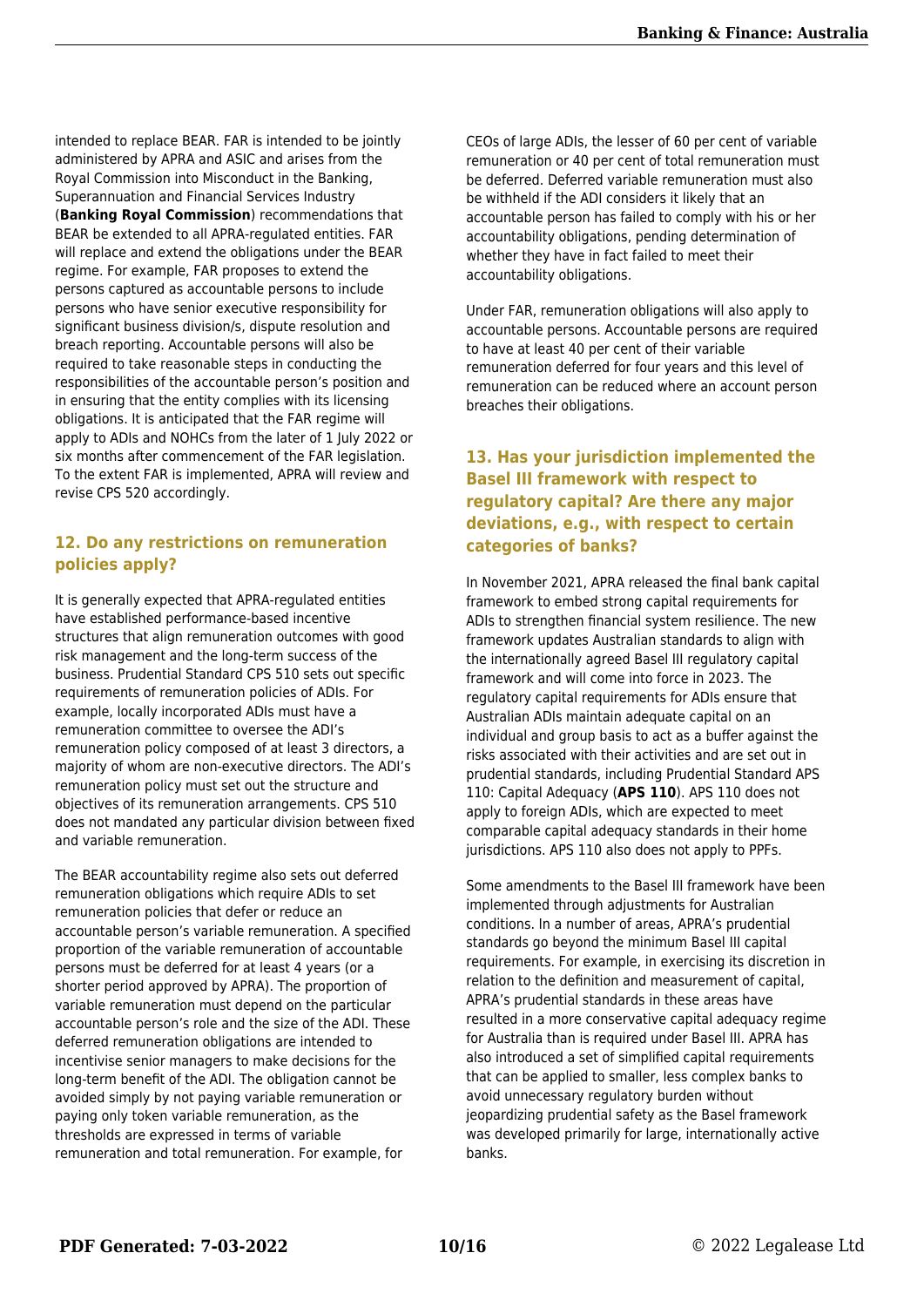intended to replace BEAR. FAR is intended to be jointly administered by APRA and ASIC and arises from the Royal Commission into Misconduct in the Banking, Superannuation and Financial Services Industry (**Banking Royal Commission**) recommendations that BEAR be extended to all APRA-regulated entities. FAR will replace and extend the obligations under the BEAR regime. For example, FAR proposes to extend the persons captured as accountable persons to include persons who have senior executive responsibility for significant business division/s, dispute resolution and breach reporting. Accountable persons will also be required to take reasonable steps in conducting the responsibilities of the accountable person's position and in ensuring that the entity complies with its licensing obligations. It is anticipated that the FAR regime will apply to ADIs and NOHCs from the later of 1 July 2022 or six months after commencement of the FAR legislation. To the extent FAR is implemented, APRA will review and revise CPS 520 accordingly.

## 12. Do any restrictions on remuneration policies apply?

It is generally expected that APRA-regulated entities have established performance-based incentive structures that align remuneration outcomes with good risk management and the long-term success of the business. Prudential Standard CPS 510 sets out specific requirements of remuneration policies of ADIs. For example, locally incorporated ADIs must have a remuneration committee to oversee the ADI's remuneration policy composed of at least 3 directors, a majority of whom are non-executive directors. The ADI's remuneration policy must set out the structure and objectives of its remuneration arrangements. CPS 510 does not mandated any particular division between fixed and variable remuneration.

The BEAR accountability regime also sets out deferred remuneration obligations which require ADIs to set remuneration policies that defer or reduce an accountable person's variable remuneration. A specified proportion of the variable remuneration of accountable persons must be deferred for at least 4 years (or a shorter period approved by APRA). The proportion of variable remuneration must depend on the particular accountable person's role and the size of the ADI. These deferred remuneration obligations are intended to incentivise senior managers to make decisions for the long-term benefit of the ADI. The obligation cannot be avoided simply by not paying variable remuneration or paying only token variable remuneration, as the thresholds are expressed in terms of variable remuneration and total remuneration. For example, for CEOs of large ADIs, the lesser of 60 per cent of variable remuneration or 40 per cent of total remuneration must be deferred. Deferred variable remuneration must also be withheld if the ADI considers it likely that an accountable person has failed to comply with his or her accountability obligations, pending determination of whether they have in fact failed to meet their accountability obligations.

Under FAR, remuneration obligations will also apply to accountable persons. Accountable persons are required to have at least 40 per cent of their variable remuneration deferred for four years and this level of remuneration can be reduced where an account person breaches their obligations.

## 13. Has your jurisdiction implemented the Basel III framework with respect to regulatory capital? Are there any major deviations, e.g., with respect to certain categories of banks?

In November 2021, APRA released the final bank capital framework to embed strong capital requirements for ADIs to strengthen financial system resilience. The new framework updates Australian standards to align with the internationally agreed Basel III regulatory capital framework and will come into force in 2023. The regulatory capital requirements for ADIs ensure that Australian ADIs maintain adequate capital on an individual and group basis to act as a buffer against the risks associated with their activities and are set out in prudential standards, including Prudential Standard APS 110: Capital Adequacy (**APS 110**). APS 110 does not apply to foreign ADIs, which are expected to meet comparable capital adequacy standards in their home jurisdictions. APS 110 also does not apply to PPFs.

Some amendments to the Basel III framework have been implemented through adjustments for Australian conditions. In a number of areas, APRA's prudential standards go beyond the minimum Basel III capital requirements. For example, in exercising its discretion in relation to the definition and measurement of capital, APRA's prudential standards in these areas have resulted in a more conservative capital adequacy regime for Australia than is required under Basel III. APRA has also introduced a set of simplified capital requirements that can be applied to smaller, less complex banks to avoid unnecessary regulatory burden without jeopardizing prudential safety as the Basel framework was developed primarily for large, internationally active banks.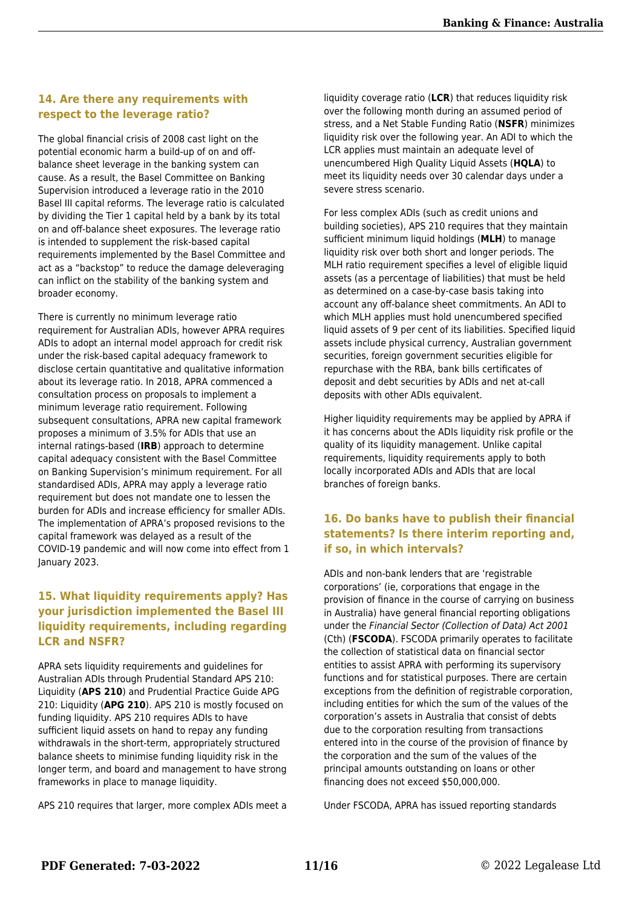## 14. Are there any requirements with respect to the leverage ratio?

The global financial crisis of 2008 cast light on the potential economic harm a build-up of on and off-balance sheet leverage in the banking system can cause. As a result, the Basel Committee on Banking Supervision introduced a leverage ratio in the 2010 Basel III capital reforms. The leverage ratio is calculated by dividing the Tier 1 capital held by a bank by its total on and off-balance sheet exposures. The leverage ratio is intended to supplement the risk-based capital requirements implemented by the Basel Committee and act as a "backstop" to reduce the damage deleveraging can inflict on the stability of the banking system and broader economy.

There is currently no minimum leverage ratio requirement for Australian ADIs, however APRA requires ADIs to adopt an internal model approach for credit risk under the risk-based capital adequacy framework to disclose certain quantitative and qualitative information about its leverage ratio. In 2018, APRA commenced a consultation process on proposals to implement a minimum leverage ratio requirement. Following subsequent consultations, APRA new capital framework proposes a minimum of 3.5% for ADIs that use an internal ratings-based (**IRB**) approach to determine capital adequacy consistent with the Basel Committee on Banking Supervision's minimum requirement. For all standardised ADIs, APRA may apply a leverage ratio requirement but does not mandate one to lessen the burden for ADIs and increase efficiency for smaller ADIs. The implementation of APRA's proposed revisions to the capital framework was delayed as a result of the COVID-19 pandemic and will now come into effect from 1 January 2023.

## 15. What liquidity requirements apply? Has your jurisdiction implemented the Basel III liquidity requirements, including regarding LCR and NSFR?

APRA sets liquidity requirements and guidelines for Australian ADIs through Prudential Standard APS 210: Liquidity (**APS 210**) and Prudential Practice Guide APG 210: Liquidity (**APG 210**). APS 210 is mostly focused on funding liquidity. APS 210 requires ADIs to have sufficient liquid assets on hand to repay any funding withdrawals in the short-term, appropriately structured balance sheets to minimise funding liquidity risk in the longer term, and board and management to have strong frameworks in place to manage liquidity.

APS 210 requires that larger, more complex ADIs meet a liquidity coverage ratio (**LCR**) that reduces liquidity risk over the following month during an assumed period of stress, and a Net Stable Funding Ratio (**NSFR**) minimizes liquidity risk over the following year. An ADI to which the LCR applies must maintain an adequate level of unencumbered High Quality Liquid Assets (**HQLA**) to meet its liquidity needs over 30 calendar days under a severe stress scenario.

For less complex ADIs (such as credit unions and building societies), APS 210 requires that they maintain sufficient minimum liquid holdings (**MLH**) to manage liquidity risk over both short and longer periods. The MLH ratio requirement specifies a level of eligible liquid assets (as a percentage of liabilities) that must be held as determined on a case-by-case basis taking into account any off-balance sheet commitments. An ADI to which MLH applies must hold unencumbered specified liquid assets of 9 per cent of its liabilities. Specified liquid assets include physical currency, Australian government securities, foreign government securities eligible for repurchase with the RBA, bank bills certificates of deposit and debt securities by ADIs and net at-call deposits with other ADIs equivalent.

Higher liquidity requirements may be applied by APRA if it has concerns about the ADIs liquidity risk profile or the quality of its liquidity management. Unlike capital requirements, liquidity requirements apply to both locally incorporated ADIs and ADIs that are local branches of foreign banks.

## 16. Do banks have to publish their financial statements? Is there interim reporting and, if so, in which intervals?

ADIs and non-bank lenders that are 'registrable corporations' (ie, corporations that engage in the provision of finance in the course of carrying on business in Australia) have general financial reporting obligations under the *Financial Sector (Collection of Data) Act 2001* (Cth) (**FSCODA**). FSCODA primarily operates to facilitate the collection of statistical data on financial sector entities to assist APRA with performing its supervisory functions and for statistical purposes. There are certain exceptions from the definition of registrable corporation, including entities for which the sum of the values of the corporation's assets in Australia that consist of debts due to the corporation resulting from transactions entered into in the course of the provision of finance by the corporation and the sum of the values of the principal amounts outstanding on loans or other financing does not exceed $50,000,000.

Under FSCODA, APRA has issued reporting standards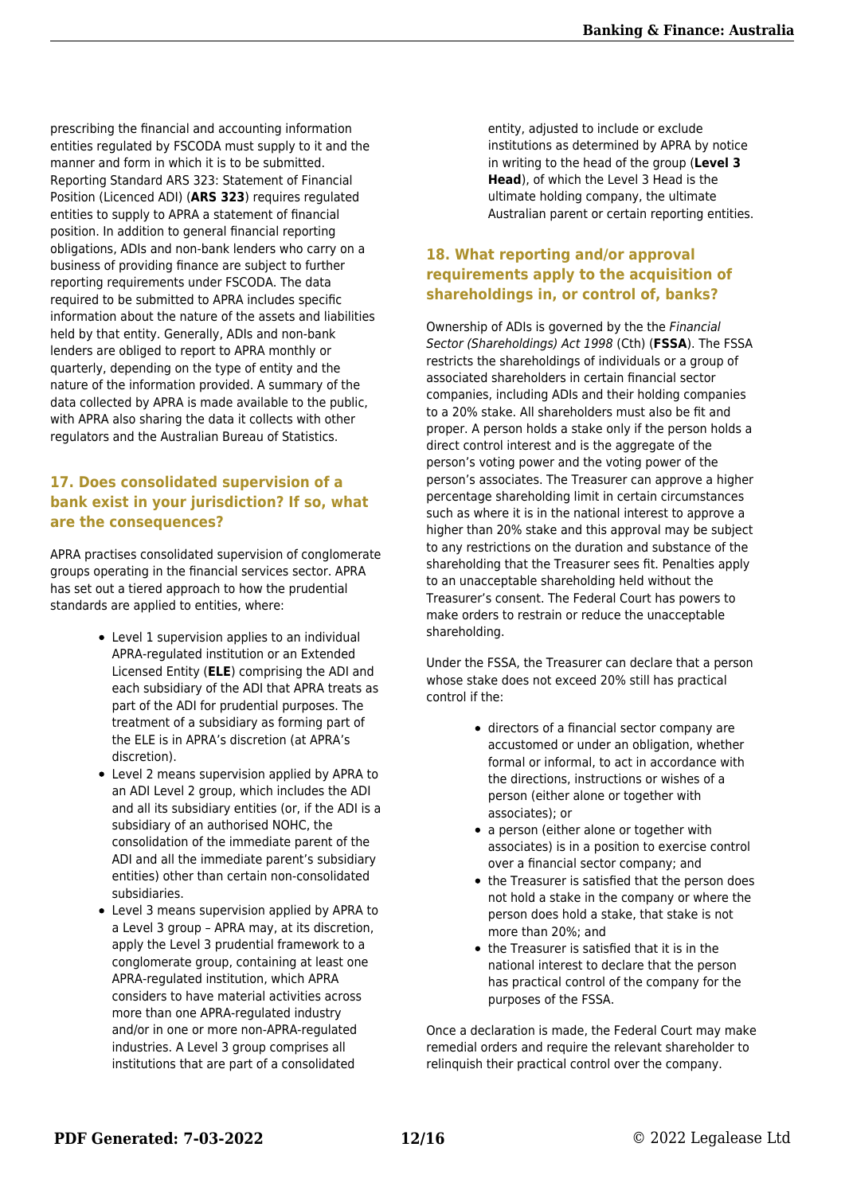prescribing the financial and accounting information entities regulated by FSCODA must supply to it and the manner and form in which it is to be submitted. Reporting Standard ARS 323: Statement of Financial Position (Licenced ADI) (**ARS 323**) requires regulated entities to supply to APRA a statement of financial position. In addition to general financial reporting obligations, ADIs and non-bank lenders who carry on a business of providing finance are subject to further reporting requirements under FSCODA. The data required to be submitted to APRA includes specific information about the nature of the assets and liabilities held by that entity. Generally, ADIs and non-bank lenders are obliged to report to APRA monthly or quarterly, depending on the type of entity and the nature of the information provided. A summary of the data collected by APRA is made available to the public, with APRA also sharing the data it collects with other regulators and the Australian Bureau of Statistics.

## 17. Does consolidated supervision of a bank exist in your jurisdiction? If so, what are the consequences?

APRA practises consolidated supervision of conglomerate groups operating in the financial services sector. APRA has set out a tiered approach to how the prudential standards are applied to entities, where:

- Level 1 supervision applies to an individual APRA-regulated institution or an Extended Licensed Entity (**ELE**) comprising the ADI and each subsidiary of the ADI that APRA treats as part of the ADI for prudential purposes. The treatment of a subsidiary as forming part of the ELE is in APRA's discretion (at APRA's discretion).
- Level 2 means supervision applied by APRA to an ADI Level 2 group, which includes the ADI and all its subsidiary entities (or, if the ADI is a subsidiary of an authorised NOHC, the consolidation of the immediate parent of the ADI and all the immediate parent's subsidiary entities) other than certain non-consolidated subsidiaries.
- Level 3 means supervision applied by APRA to a Level 3 group – APRA may, at its discretion, apply the Level 3 prudential framework to a conglomerate group, containing at least one APRA-regulated institution, which APRA considers to have material activities across more than one APRA-regulated industry and/or in one or more non-APRA-regulated industries. A Level 3 group comprises all institutions that are part of a consolidated entity, adjusted to include or exclude institutions as determined by APRA by notice in writing to the head of the group (**Level 3 Head**), of which the Level 3 Head is the ultimate holding company, the ultimate Australian parent or certain reporting entities.

## 18. What reporting and/or approval requirements apply to the acquisition of shareholdings in, or control of, banks?

Ownership of ADIs is governed by the the *Financial Sector (Shareholdings) Act 1998* (Cth) (**FSSA**). The FSSA restricts the shareholdings of individuals or a group of associated shareholders in certain financial sector companies, including ADIs and their holding companies to a 20% stake. All shareholders must also be fit and proper. A person holds a stake only if the person holds a direct control interest and is the aggregate of the person's voting power and the voting power of the person's associates. The Treasurer can approve a higher percentage shareholding limit in certain circumstances such as where it is in the national interest to approve a higher than 20% stake and this approval may be subject to any restrictions on the duration and substance of the shareholding that the Treasurer sees fit. Penalties apply to an unacceptable shareholding held without the Treasurer's consent. The Federal Court has powers to make orders to restrain or reduce the unacceptable shareholding.

Under the FSSA, the Treasurer can declare that a person whose stake does not exceed 20% still has practical control if the:

- directors of a financial sector company are accustomed or under an obligation, whether formal or informal, to act in accordance with the directions, instructions or wishes of a person (either alone or together with associates); or
- a person (either alone or together with associates) is in a position to exercise control over a financial sector company; and
- the Treasurer is satisfied that the person does not hold a stake in the company or where the person does hold a stake, that stake is not more than 20%; and
- the Treasurer is satisfied that it is in the national interest to declare that the person has practical control of the company for the purposes of the FSSA.

Once a declaration is made, the Federal Court may make remedial orders and require the relevant shareholder to relinquish their practical control over the company.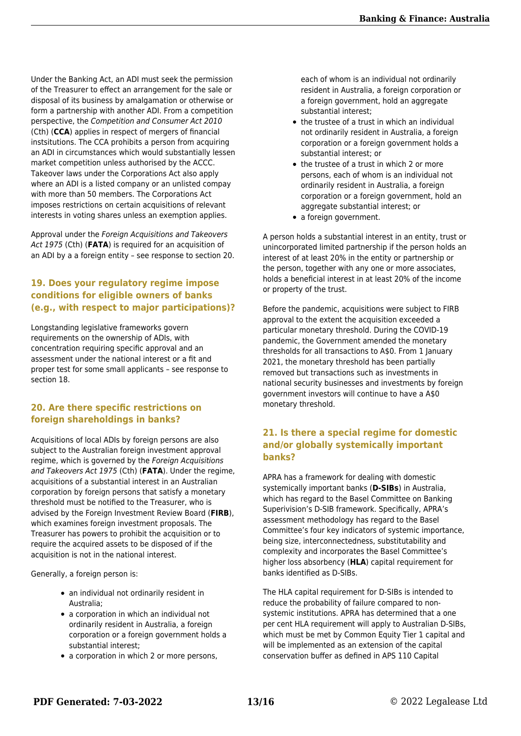Under the Banking Act, an ADI must seek the permission of the Treasurer to effect an arrangement for the sale or disposal of its business by amalgamation or otherwise or form a partnership with another ADI. From a competition perspective, the *Competition and Consumer Act 2010* (Cth) (**CCA**) applies in respect of mergers of financial instsitutions. The CCA prohibits a person from acquiring an ADI in circumstances which would substantially lessen market competition unless authorised by the ACCC. Takeover laws under the Corporations Act also apply where an ADI is a listed company or an unlisted compay with more than 50 members. The Corporations Act imposes restrictions on certain acquisitions of relevant interests in voting shares unless an exemption applies.

Approval under the *Foreign Acquisitions and Takeovers Act 1975* (Cth) (**FATA**) is required for an acquisition of an ADI by a a foreign entity – see response to section 20.

## 19. Does your regulatory regime impose conditions for eligible owners of banks (e.g., with respect to major participations)?

Longstanding legislative frameworks govern requirements on the ownership of ADIs, with concentration requiring specific approval and an assessment under the national interest or a fit and proper test for some small applicants – see response to section 18.

## 20. Are there specific restrictions on foreign shareholdings in banks?

Acquisitions of local ADIs by foreign persons are also subject to the Australian foreign investment approval regime, which is governed by the *Foreign Acquisitions and Takeovers Act 1975* (Cth) (**FATA**). Under the regime, acquisitions of a substantial interest in an Australian corporation by foreign persons that satisfy a monetary threshold must be notified to the Treasurer, who is advised by the Foreign Investment Review Board (**FIRB**), which examines foreign investment proposals. The Treasurer has powers to prohibit the acquisition or to require the acquired assets to be disposed of if the acquisition is not in the national interest.

Generally, a foreign person is:

- an individual not ordinarily resident in Australia;
- a corporation in which an individual not ordinarily resident in Australia, a foreign corporation or a foreign government holds a substantial interest;
- a corporation in which 2 or more persons, each of whom is an individual not ordinarily resident in Australia, a foreign corporation or a foreign government, hold an aggregate substantial interest;
- the trustee of a trust in which an individual not ordinarily resident in Australia, a foreign corporation or a foreign government holds a substantial interest; or
- the trustee of a trust in which 2 or more persons, each of whom is an individual not ordinarily resident in Australia, a foreign corporation or a foreign government, hold an aggregate substantial interest; or
- a foreign government.

A person holds a substantial interest in an entity, trust or unincorporated limited partnership if the person holds an interest of at least 20% in the entity or partnership or the person, together with any one or more associates, holds a beneficial interest in at least 20% of the income or property of the trust.

Before the pandemic, acquisitions were subject to FIRB approval to the extent the acquisition exceeded a particular monetary threshold. During the COVID-19 pandemic, the Government amended the monetary thresholds for all transactions to A$0. From 1 January 2021, the monetary threshold has been partially removed but transactions such as investments in national security businesses and investments by foreign government investors will continue to have a A$0 monetary threshold.

## 21. Is there a special regime for domestic and/or globally systemically important banks?

APRA has a framework for dealing with domestic systemically important banks (**D-SIBs**) in Australia, which has regard to the Basel Committee on Banking Superivision's D-SIB framework. Specifically, APRA's assessment methodology has regard to the Basel Committee's four key indicators of systemic importance, being size, interconnectedness, substitutability and complexity and incorporates the Basel Committee's higher loss absorbency (**HLA**) capital requirement for banks identified as D-SIBs.

The HLA capital requirement for D-SIBs is intended to reduce the probability of failure compared to non-systemic institutions. APRA has determined that a one per cent HLA requirement will apply to Australian D-SIBs, which must be met by Common Equity Tier 1 capital and will be implemented as an extension of the capital conservation buffer as defined in APS 110 Capital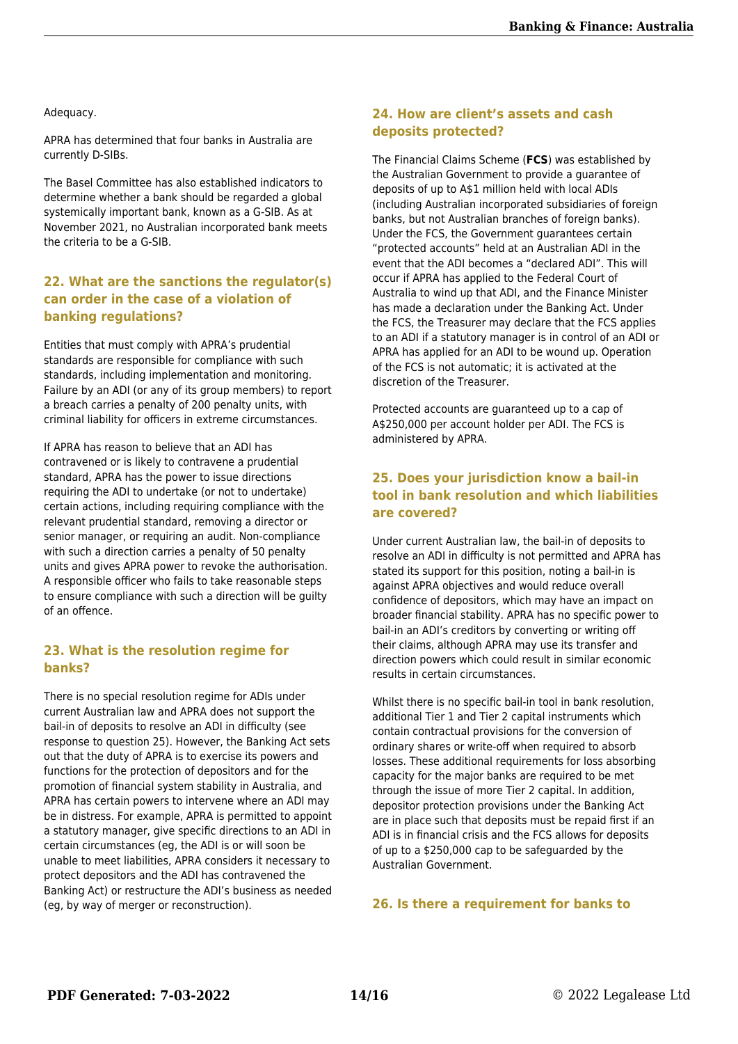Adequacy.

APRA has determined that four banks in Australia are currently D-SIBs.

The Basel Committee has also established indicators to determine whether a bank should be regarded a global systemically important bank, known as a G-SIB. As at November 2021, no Australian incorporated bank meets the criteria to be a G-SIB.

## 22. What are the sanctions the regulator(s) can order in the case of a violation of banking regulations?

Entities that must comply with APRA's prudential standards are responsible for compliance with such standards, including implementation and monitoring. Failure by an ADI (or any of its group members) to report a breach carries a penalty of 200 penalty units, with criminal liability for officers in extreme circumstances.

If APRA has reason to believe that an ADI has contravened or is likely to contravene a prudential standard, APRA has the power to issue directions requiring the ADI to undertake (or not to undertake) certain actions, including requiring compliance with the relevant prudential standard, removing a director or senior manager, or requiring an audit. Non-compliance with such a direction carries a penalty of 50 penalty units and gives APRA power to revoke the authorisation. A responsible officer who fails to take reasonable steps to ensure compliance with such a direction will be guilty of an offence.

## 23. What is the resolution regime for banks?

There is no special resolution regime for ADIs under current Australian law and APRA does not support the bail-in of deposits to resolve an ADI in difficulty (see response to question 25). However, the Banking Act sets out that the duty of APRA is to exercise its powers and functions for the protection of depositors and for the promotion of financial system stability in Australia, and APRA has certain powers to intervene where an ADI may be in distress. For example, APRA is permitted to appoint a statutory manager, give specific directions to an ADI in certain circumstances (eg, the ADI is or will soon be unable to meet liabilities, APRA considers it necessary to protect depositors and the ADI has contravened the Banking Act) or restructure the ADI's business as needed (eg, by way of merger or reconstruction).

## 24. How are client's assets and cash deposits protected?

The Financial Claims Scheme (**FCS**) was established by the Australian Government to provide a guarantee of deposits of up to A$1 million held with local ADIs (including Australian incorporated subsidiaries of foreign banks, but not Australian branches of foreign banks). Under the FCS, the Government guarantees certain "protected accounts" held at an Australian ADI in the event that the ADI becomes a "declared ADI". This will occur if APRA has applied to the Federal Court of Australia to wind up that ADI, and the Finance Minister has made a declaration under the Banking Act. Under the FCS, the Treasurer may declare that the FCS applies to an ADI if a statutory manager is in control of an ADI or APRA has applied for an ADI to be wound up. Operation of the FCS is not automatic; it is activated at the discretion of the Treasurer.

Protected accounts are guaranteed up to a cap of A$250,000 per account holder per ADI. The FCS is administered by APRA.

## 25. Does your jurisdiction know a bail-in tool in bank resolution and which liabilities are covered?

Under current Australian law, the bail-in of deposits to resolve an ADI in difficulty is not permitted and APRA has stated its support for this position, noting a bail-in is against APRA objectives and would reduce overall confidence of depositors, which may have an impact on broader financial stability. APRA has no specific power to bail-in an ADI's creditors by converting or writing off their claims, although APRA may use its transfer and direction powers which could result in similar economic results in certain circumstances.

Whilst there is no specific bail-in tool in bank resolution, additional Tier 1 and Tier 2 capital instruments which contain contractual provisions for the conversion of ordinary shares or write-off when required to absorb losses. These additional requirements for loss absorbing capacity for the major banks are required to be met through the issue of more Tier 2 capital. In addition, depositor protection provisions under the Banking Act are in place such that deposits must be repaid first if an ADI is in financial crisis and the FCS allows for deposits of up to a $250,000 cap to be safeguarded by the Australian Government.

## 26. Is there a requirement for banks to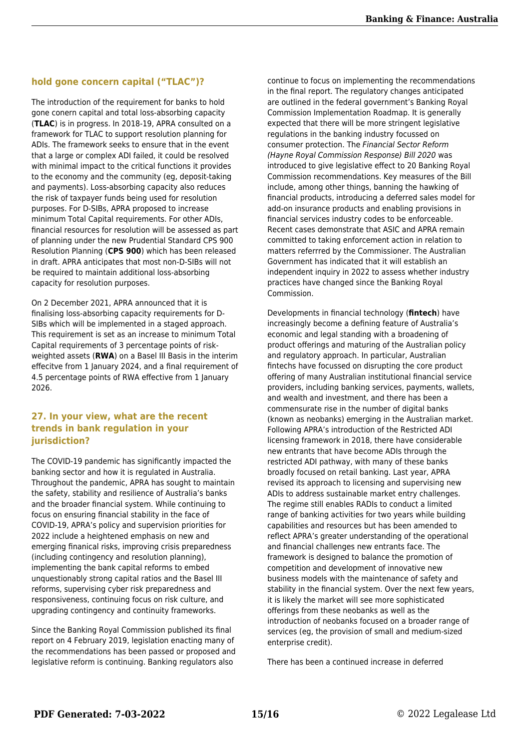## hold gone concern capital ("TLAC")?

The introduction of the requirement for banks to hold gone conern capital and total loss-absorbing capacity (**TLAC**) is in progress. In 2018-19, APRA consulted on a framework for TLAC to support resolution planning for ADIs. The framework seeks to ensure that in the event that a large or complex ADI failed, it could be resolved with minimal impact to the critical functions it provides to the economy and the community (eg, deposit-taking and payments). Loss-absorbing capacity also reduces the risk of taxpayer funds being used for resolution purposes. For D-SIBs, APRA proposed to increase minimum Total Capital requirements. For other ADIs, financial resources for resolution will be assessed as part of planning under the new Prudential Standard CPS 900 Resolution Planning (**CPS 900**) which has been released in draft. APRA anticipates that most non-D-SIBs will not be required to maintain additional loss-absorbing capacity for resolution purposes.

On 2 December 2021, APRA announced that it is finalising loss-absorbing capacity requirements for D-SIBs which will be implemented in a staged approach. This requirement is set as an increase to minimum Total Capital requirements of 3 percentage points of risk-weighted assets (**RWA**) on a Basel III Basis in the interim effecitve from 1 January 2024, and a final requirement of 4.5 percentage points of RWA effective from 1 January 2026.

## 27. In your view, what are the recent trends in bank regulation in your jurisdiction?

The COVID-19 pandemic has significantly impacted the banking sector and how it is regulated in Australia. Throughout the pandemic, APRA has sought to maintain the safety, stability and resilience of Australia's banks and the broader financial system. While continuing to focus on ensuring financial stability in the face of COVID-19, APRA's policy and supervision priorities for 2022 include a heightened emphasis on new and emerging finanical risks, improving crisis preparedness (including contingency and resolution planning), implementing the bank capital reforms to embed unquestionably strong capital ratios and the Basel III reforms, supervising cyber risk preparedness and responsiveness, continuing focus on risk culture, and upgrading contingency and continuity frameworks.

Since the Banking Royal Commission published its final report on 4 February 2019, legislation enacting many of the recommendations has been passed or proposed and legislative reform is continuing. Banking regulators also continue to focus on implementing the recommendations in the final report. The regulatory changes anticipated are outlined in the federal government's Banking Royal Commission Implementation Roadmap. It is generally expected that there will be more stringent legislative regulations in the banking industry focussed on consumer protection. The *Financial Sector Reform (Hayne Royal Commission Response) Bill 2020* was introduced to give legislative effect to 20 Banking Royal Commission recommendations. Key measures of the Bill include, among other things, banning the hawking of financial products, introducing a deferred sales model for add-on insurance products and enabling provisions in financial services industry codes to be enforceable. Recent cases demonstrate that ASIC and APRA remain committed to taking enforcement action in relation to matters referrred by the Commissioner. The Australian Government has indicated that it will establish an independent inquiry in 2022 to assess whether industry practices have changed since the Banking Royal Commission.

Developments in financial technology (**fintech**) have increasingly become a defining feature of Australia's economic and legal standing with a broadening of product offerings and maturing of the Australian policy and regulatory approach. In particular, Australian fintechs have focussed on disrupting the core product offering of many Australian institutional financial service providers, including banking services, payments, wallets, and wealth and investment, and there has been a commensurate rise in the number of digital banks (known as neobanks) emerging in the Australian market. Following APRA's introduction of the Restricted ADI licensing framework in 2018, there have considerable new entrants that have become ADIs through the restricted ADI pathway, with many of these banks broadly focused on retail banking. Last year, APRA revised its approach to licensing and supervising new ADIs to address sustainable market entry challenges. The regime still enables RADIs to conduct a limited range of banking activities for two years while building capabilities and resources but has been amended to reflect APRA's greater understanding of the operational and financial challenges new entrants face. The framework is designed to balance the promotion of competition and development of innovative new business models with the maintenance of safety and stability in the financial system. Over the next few years, it is likely the market will see more sophisticated offerings from these neobanks as well as the introduction of neobanks focused on a broader range of services (eg, the provision of small and medium-sized enterprise credit).

There has been a continued increase in deferred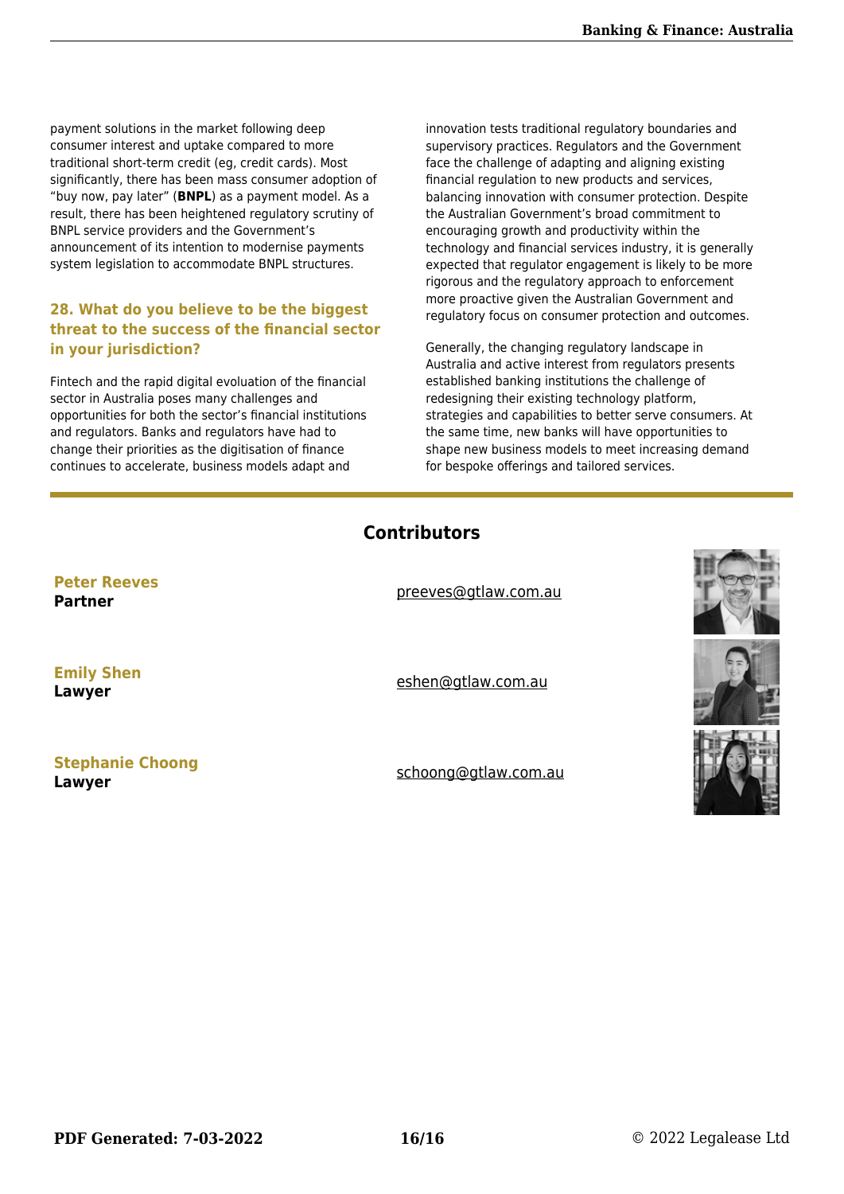payment solutions in the market following deep consumer interest and uptake compared to more traditional short-term credit (eg, credit cards). Most significantly, there has been mass consumer adoption of "buy now, pay later" (**BNPL**) as a payment model. As a result, there has been heightened regulatory scrutiny of BNPL service providers and the Government's announcement of its intention to modernise payments system legislation to accommodate BNPL structures.

### 28. What do you believe to be the biggest threat to the success of the financial sector in your jurisdiction?

Fintech and the rapid digital evolution of the financial sector in Australia poses many challenges and opportunities for both the sector's financial institutions and regulators. Banks and regulators have had to change their priorities as the digitisation of finance continues to accelerate, business models adapt and innovation tests traditional regulatory boundaries and supervisory practices. Regulators and the Government face the challenge of adapting and aligning existing financial regulation to new products and services, balancing innovation with consumer protection. Despite the Australian Government's broad commitment to encouraging growth and productivity within the technology and financial services industry, it is generally expected that regulator engagement is likely to be more rigorous and the regulatory approach to enforcement more proactive given the Australian Government and regulatory focus on consumer protection and outcomes.

Generally, the changing regulatory landscape in Australia and active interest from regulators presents established banking institutions the challenge of redesigning their existing technology platform, strategies and capabilities to better serve consumers. At the same time, new banks will have opportunities to shape new business models to meet increasing demand for bespoke offerings and tailored services.

## Contributors

**Peter Reeves**
**Partner**
preeves@gtlaw.com.au

**Emily Shen**
**Lawyer**
eshen@gtlaw.com.au

**Stephanie Choong**
**Lawyer**
schoong@gtlaw.com.au